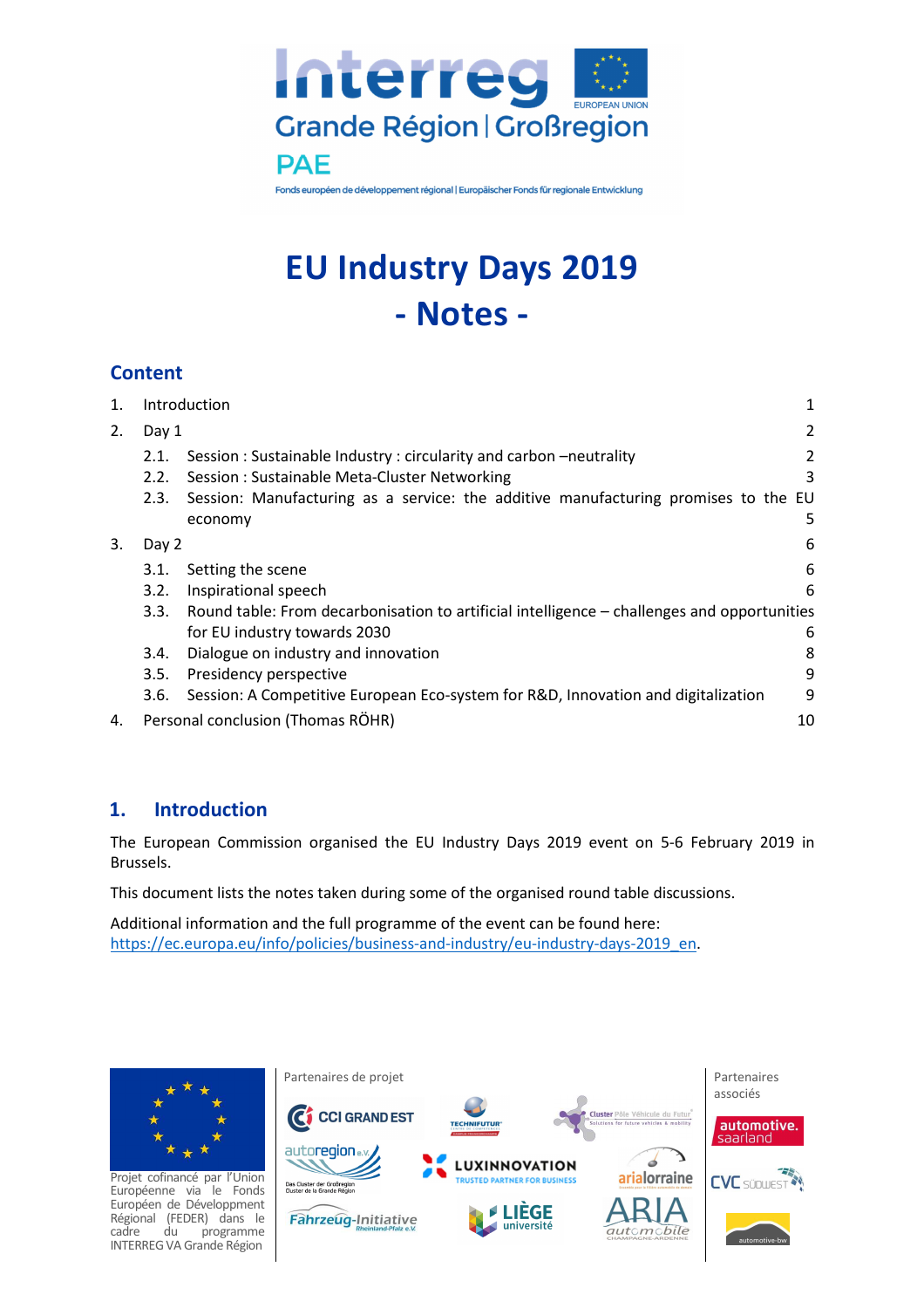# EU Industry Days 2019

# - Notes -

## Content

1. Introduction 1
2. Day 1 2
   - 2.1. Session : Sustainable Industry : circularity and carbon –neutrality 2
   - 2.2. Session : Sustainable Meta-Cluster Networking 3
   - 2.3. Session: Manufacturing as a service: the additive manufacturing promises to the EU economy 5
3. Day 2 6
   - 3.1. Setting the scene 6
   - 3.2. Inspirational speech 6
   - 3.3. Round table: From decarbonisation to artificial intelligence – challenges and opportunities for EU industry towards 2030 6
   - 3.4. Dialogue on industry and innovation 8
   - 3.5. Presidency perspective 9
   - 3.6. Session: A Competitive European Eco-system for R&D, Innovation and digitalization 9
4. Personal conclusion (Thomas RÖHR) 10

## 1. Introduction

The European Commission organised the EU Industry Days 2019 event on 5-6 February 2019 in Brussels.

This document lists the notes taken during some of the organised round table discussions.

Additional information and the full programme of the event can be found here: https://ec.europa.eu/info/policies/business-and-industry/eu-industry-days-2019_en.

Projet cofinancé par l'Union Européenne via le Fonds Européen de Développment Régional (FEDER) dans le cadre du programme INTERREG VA Grande Région

Partenaires de projet

Partenaires associés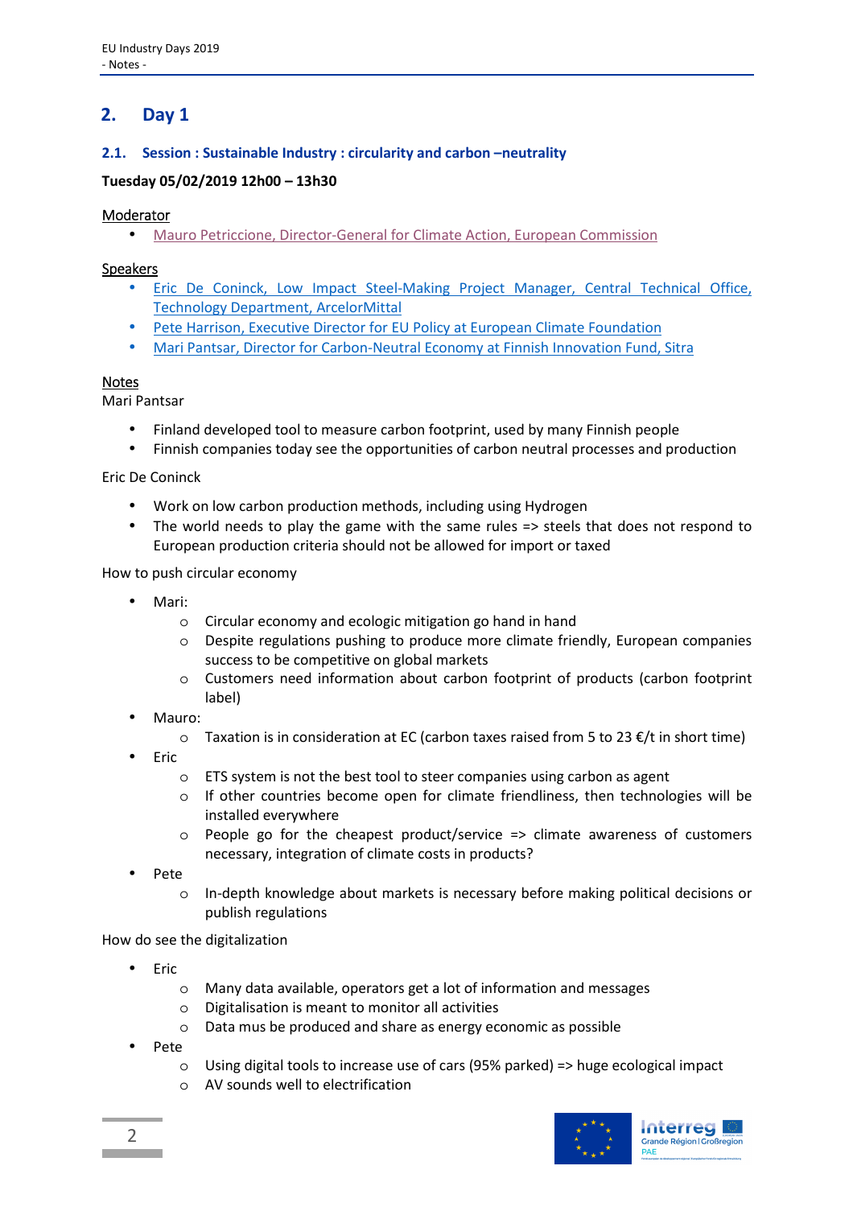## 2. Day 1

### 2.1. Session : Sustainable Industry : circularity and carbon –neutrality

**Tuesday 05/02/2019 12h00 – 13h30**

Moderator

- Mauro Petriccione, Director-General for Climate Action, European Commission

Speakers

- Eric De Coninck, Low Impact Steel-Making Project Manager, Central Technical Office, Technology Department, ArcelorMittal
- Pete Harrison, Executive Director for EU Policy at European Climate Foundation
- Mari Pantsar, Director for Carbon-Neutral Economy at Finnish Innovation Fund, Sitra

Notes

Mari Pantsar

- Finland developed tool to measure carbon footprint, used by many Finnish people
- Finnish companies today see the opportunities of carbon neutral processes and production

Eric De Coninck

- Work on low carbon production methods, including using Hydrogen
- The world needs to play the game with the same rules => steels that does not respond to European production criteria should not be allowed for import or taxed

How to push circular economy

- Mari:
  - Circular economy and ecologic mitigation go hand in hand
  - Despite regulations pushing to produce more climate friendly, European companies success to be competitive on global markets
  - Customers need information about carbon footprint of products (carbon footprint label)
- Mauro:
  - Taxation is in consideration at EC (carbon taxes raised from 5 to 23 €/t in short time)
- Eric
  - ETS system is not the best tool to steer companies using carbon as agent
  - If other countries become open for climate friendliness, then technologies will be installed everywhere
  - People go for the cheapest product/service => climate awareness of customers necessary, integration of climate costs in products?
- Pete
  - In-depth knowledge about markets is necessary before making political decisions or publish regulations

How do see the digitalization

- Eric
  - Many data available, operators get a lot of information and messages
  - Digitalisation is meant to monitor all activities
  - Data mus be produced and share as energy economic as possible
- Pete
  - Using digital tools to increase use of cars (95% parked) => huge ecological impact
  - AV sounds well to electrification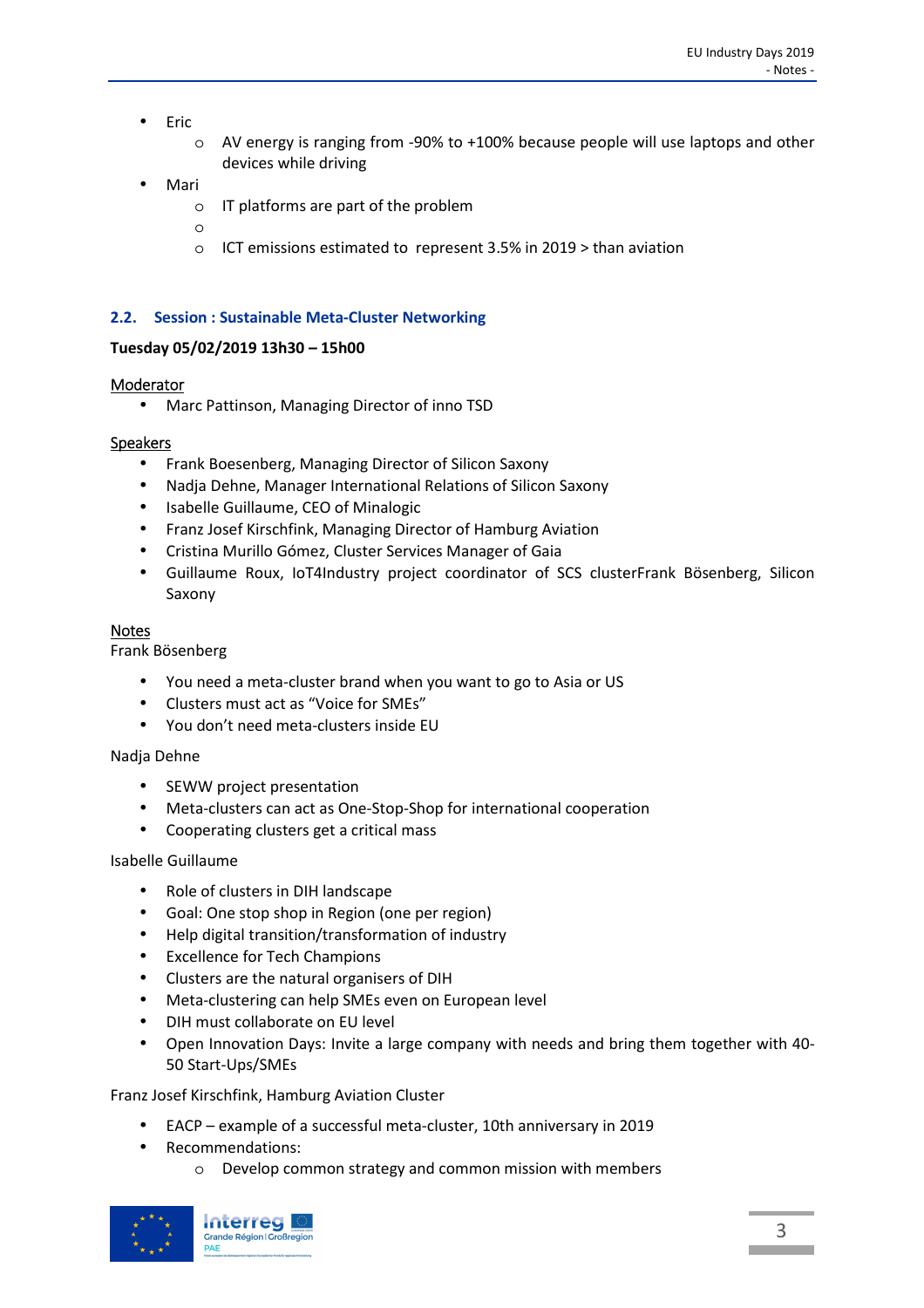- Eric
    - AV energy is ranging from -90% to +100% because people will use laptops and other devices while driving
- Mari
    - IT platforms are part of the problem
    - 
    - ICT emissions estimated to represent 3.5% in 2019 > than aviation

### 2.2. Session : Sustainable Meta-Cluster Networking

**Tuesday 05/02/2019 13h30 – 15h00**

Moderator

- Marc Pattinson, Managing Director of inno TSD

Speakers

- Frank Boesenberg, Managing Director of Silicon Saxony
- Nadja Dehne, Manager International Relations of Silicon Saxony
- Isabelle Guillaume, CEO of Minalogic
- Franz Josef Kirschfink, Managing Director of Hamburg Aviation
- Cristina Murillo Gómez, Cluster Services Manager of Gaia
- Guillaume Roux, IoT4Industry project coordinator of SCS clusterFrank Bösenberg, Silicon Saxony

Notes

Frank Bösenberg

- You need a meta-cluster brand when you want to go to Asia or US
- Clusters must act as "Voice for SMEs"
- You don't need meta-clusters inside EU

Nadja Dehne

- SEWW project presentation
- Meta-clusters can act as One-Stop-Shop for international cooperation
- Cooperating clusters get a critical mass

Isabelle Guillaume

- Role of clusters in DIH landscape
- Goal: One stop shop in Region (one per region)
- Help digital transition/transformation of industry
- Excellence for Tech Champions
- Clusters are the natural organisers of DIH
- Meta-clustering can help SMEs even on European level
- DIH must collaborate on EU level
- Open Innovation Days: Invite a large company with needs and bring them together with 40-50 Start-Ups/SMEs

Franz Josef Kirschfink, Hamburg Aviation Cluster

- EACP – example of a successful meta-cluster, 10th anniversary in 2019
- Recommendations:
    - Develop common strategy and common mission with members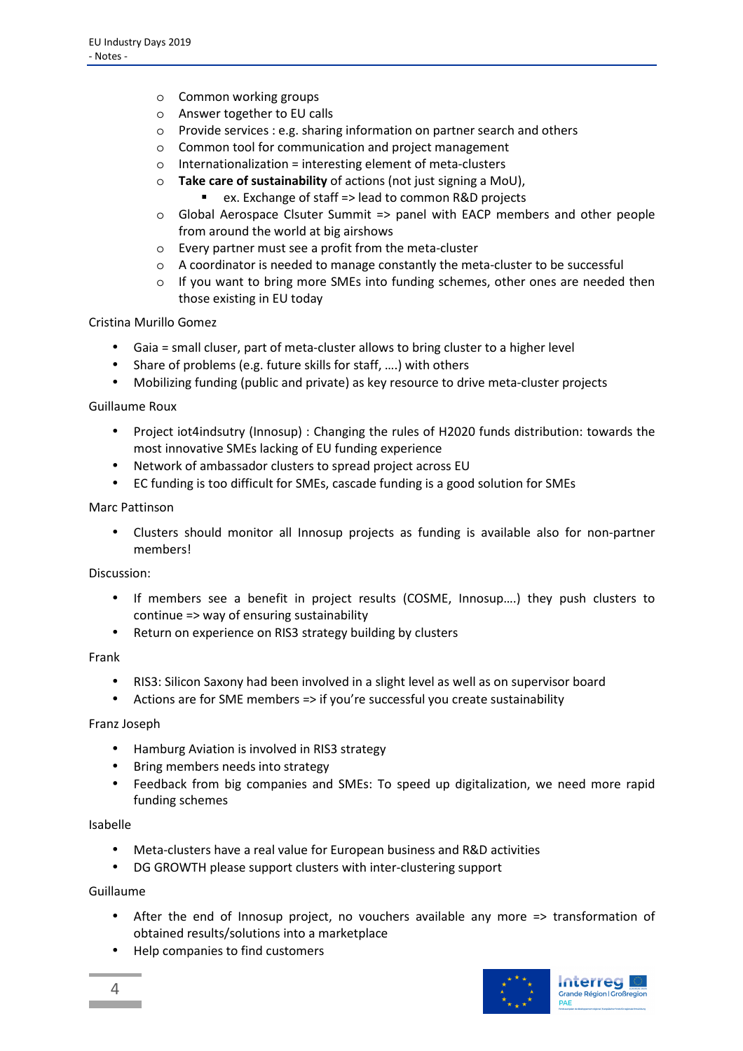- Common working groups
  - Answer together to EU calls
  - Provide services : e.g. sharing information on partner search and others
  - Common tool for communication and project management
  - Internationalization = interesting element of meta-clusters
  - **Take care of sustainability** of actions (not just signing a MoU),
    - ex. Exchange of staff => lead to common R&D projects
  - Global Aerospace Clsuter Summit => panel with EACP members and other people from around the world at big airshows
  - Every partner must see a profit from the meta-cluster
  - A coordinator is needed to manage constantly the meta-cluster to be successful
  - If you want to bring more SMEs into funding schemes, other ones are needed then those existing in EU today

Cristina Murillo Gomez

- Gaia = small cluser, part of meta-cluster allows to bring cluster to a higher level
- Share of problems (e.g. future skills for staff, ….) with others
- Mobilizing funding (public and private) as key resource to drive meta-cluster projects

Guillaume Roux

- Project iot4indsutry (Innosup) : Changing the rules of H2020 funds distribution: towards the most innovative SMEs lacking of EU funding experience
- Network of ambassador clusters to spread project across EU
- EC funding is too difficult for SMEs, cascade funding is a good solution for SMEs

Marc Pattinson

- Clusters should monitor all Innosup projects as funding is available also for non-partner members!

Discussion:

- If members see a benefit in project results (COSME, Innosup….) they push clusters to continue => way of ensuring sustainability
- Return on experience on RIS3 strategy building by clusters

Frank

- RIS3: Silicon Saxony had been involved in a slight level as well as on supervisor board
- Actions are for SME members => if you're successful you create sustainability

Franz Joseph

- Hamburg Aviation is involved in RIS3 strategy
- Bring members needs into strategy
- Feedback from big companies and SMEs: To speed up digitalization, we need more rapid funding schemes

Isabelle

- Meta-clusters have a real value for European business and R&D activities
- DG GROWTH please support clusters with inter-clustering support

Guillaume

- After the end of Innosup project, no vouchers available any more => transformation of obtained results/solutions into a marketplace
- Help companies to find customers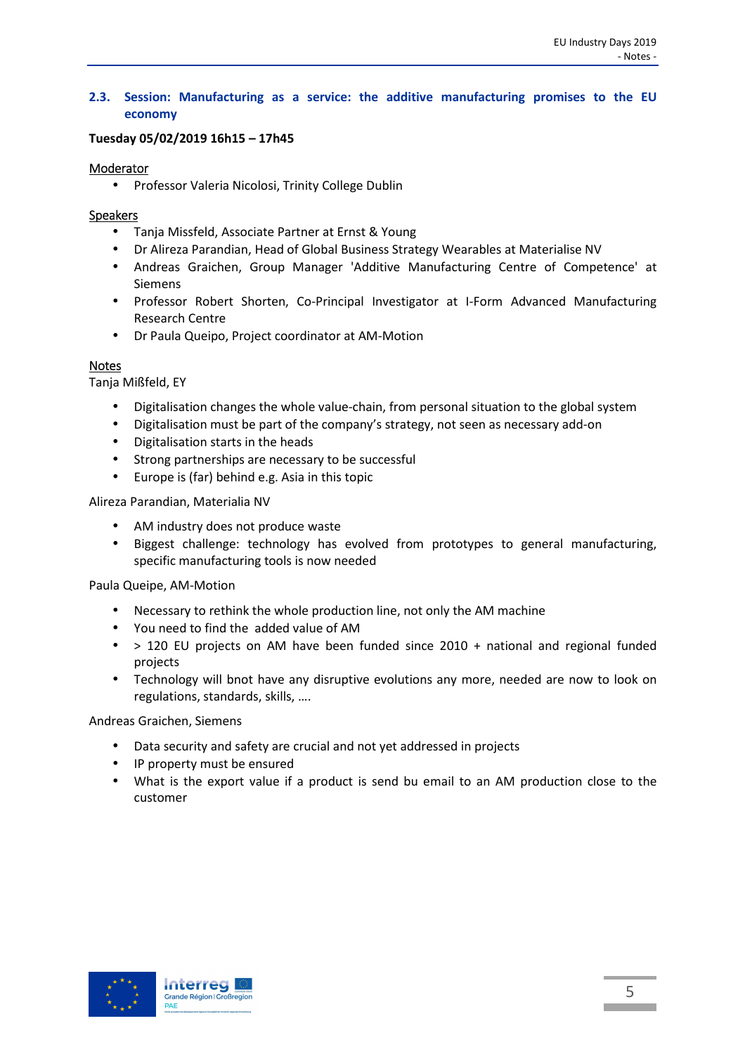### 2.3. Session: Manufacturing as a service: the additive manufacturing promises to the EU economy

**Tuesday 05/02/2019 16h15 – 17h45**

Moderator

- Professor Valeria Nicolosi, Trinity College Dublin

Speakers

- Tanja Missfeld, Associate Partner at Ernst & Young
- Dr Alireza Parandian, Head of Global Business Strategy Wearables at Materialise NV
- Andreas Graichen, Group Manager 'Additive Manufacturing Centre of Competence' at Siemens
- Professor Robert Shorten, Co-Principal Investigator at I-Form Advanced Manufacturing Research Centre
- Dr Paula Queipo, Project coordinator at AM-Motion

Notes

Tanja Mißfeld, EY

- Digitalisation changes the whole value-chain, from personal situation to the global system
- Digitalisation must be part of the company's strategy, not seen as necessary add-on
- Digitalisation starts in the heads
- Strong partnerships are necessary to be successful
- Europe is (far) behind e.g. Asia in this topic

Alireza Parandian, Materialia NV

- AM industry does not produce waste
- Biggest challenge: technology has evolved from prototypes to general manufacturing, specific manufacturing tools is now needed

Paula Queipe, AM-Motion

- Necessary to rethink the whole production line, not only the AM machine
- You need to find the added value of AM
- > 120 EU projects on AM have been funded since 2010 + national and regional funded projects
- Technology will bnot have any disruptive evolutions any more, needed are now to look on regulations, standards, skills, ….

Andreas Graichen, Siemens

- Data security and safety are crucial and not yet addressed in projects
- IP property must be ensured
- What is the export value if a product is send bu email to an AM production close to the customer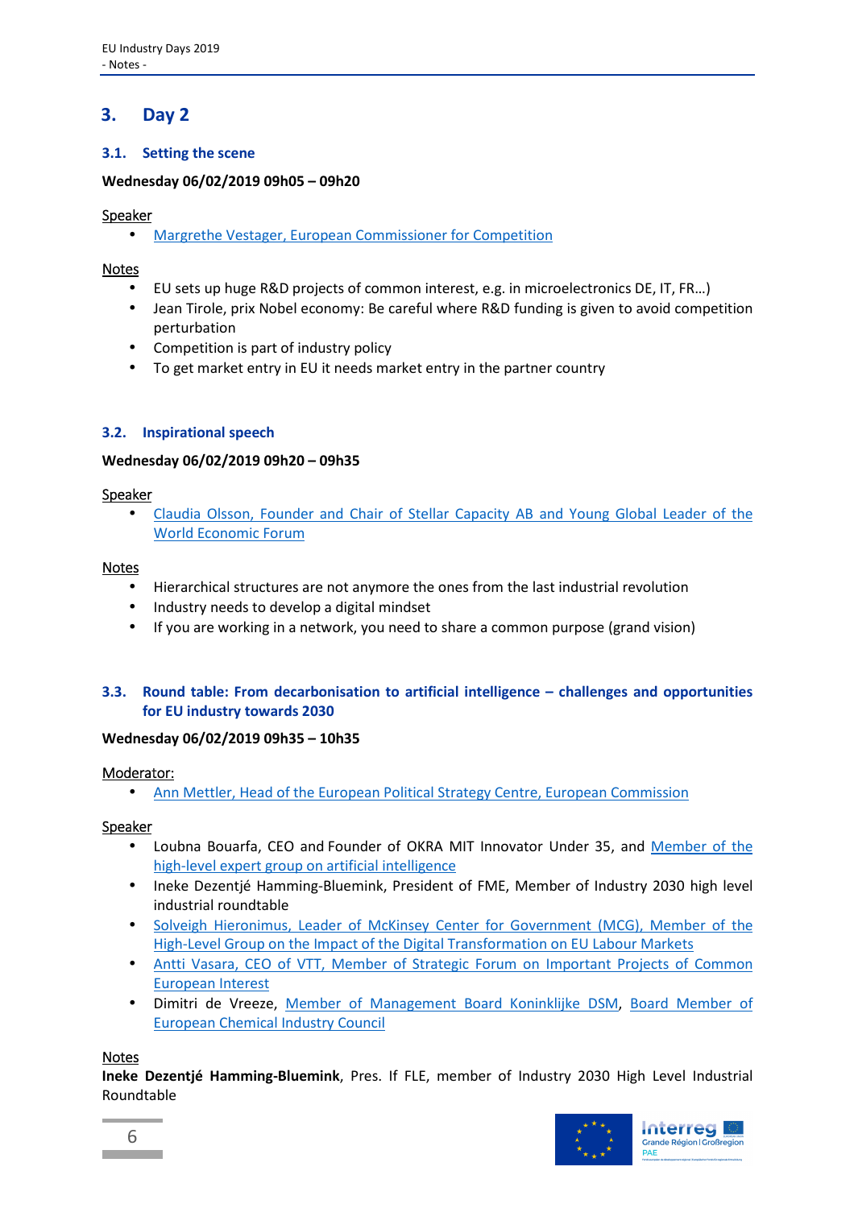# 3. Day 2

## 3.1. Setting the scene

**Wednesday 06/02/2019 09h05 – 09h20**

Speaker

- Margrethe Vestager, European Commissioner for Competition

Notes

- EU sets up huge R&D projects of common interest, e.g. in microelectronics DE, IT, FR…)
- Jean Tirole, prix Nobel economy: Be careful where R&D funding is given to avoid competition perturbation
- Competition is part of industry policy
- To get market entry in EU it needs market entry in the partner country

## 3.2. Inspirational speech

**Wednesday 06/02/2019 09h20 – 09h35**

Speaker

- Claudia Olsson, Founder and Chair of Stellar Capacity AB and Young Global Leader of the World Economic Forum

Notes

- Hierarchical structures are not anymore the ones from the last industrial revolution
- Industry needs to develop a digital mindset
- If you are working in a network, you need to share a common purpose (grand vision)

## 3.3. Round table: From decarbonisation to artificial intelligence – challenges and opportunities for EU industry towards 2030

**Wednesday 06/02/2019 09h35 – 10h35**

Moderator:

- Ann Mettler, Head of the European Political Strategy Centre, European Commission

Speaker

- Loubna Bouarfa, CEO and Founder of OKRA MIT Innovator Under 35, and Member of the high-level expert group on artificial intelligence
- Ineke Dezentjé Hamming-Bluemink, President of FME, Member of Industry 2030 high level industrial roundtable
- Solveigh Hieronimus, Leader of McKinsey Center for Government (MCG), Member of the High-Level Group on the Impact of the Digital Transformation on EU Labour Markets
- Antti Vasara, CEO of VTT, Member of Strategic Forum on Important Projects of Common European Interest
- Dimitri de Vreeze, Member of Management Board Koninklijke DSM, Board Member of European Chemical Industry Council

Notes

**Ineke Dezentjé Hamming-Bluemink**, Pres. If FLE, member of Industry 2030 High Level Industrial Roundtable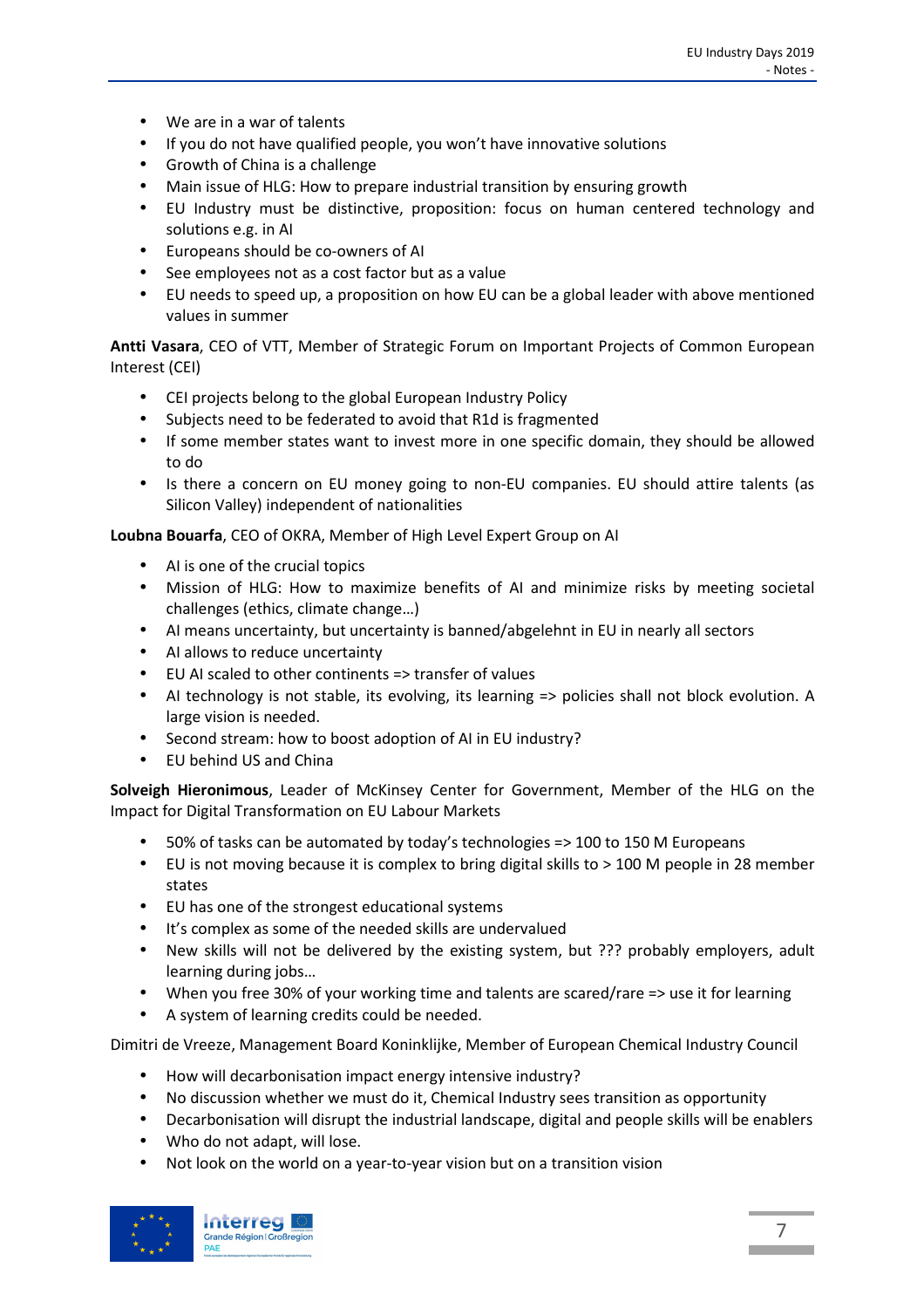- We are in a war of talents
- If you do not have qualified people, you won't have innovative solutions
- Growth of China is a challenge
- Main issue of HLG: How to prepare industrial transition by ensuring growth
- EU Industry must be distinctive, proposition: focus on human centered technology and solutions e.g. in AI
- Europeans should be co-owners of AI
- See employees not as a cost factor but as a value
- EU needs to speed up, a proposition on how EU can be a global leader with above mentioned values in summer

**Antti Vasara**, CEO of VTT, Member of Strategic Forum on Important Projects of Common European Interest (CEI)

- CEI projects belong to the global European Industry Policy
- Subjects need to be federated to avoid that R1d is fragmented
- If some member states want to invest more in one specific domain, they should be allowed to do
- Is there a concern on EU money going to non-EU companies. EU should attire talents (as Silicon Valley) independent of nationalities

**Loubna Bouarfa**, CEO of OKRA, Member of High Level Expert Group on AI

- AI is one of the crucial topics
- Mission of HLG: How to maximize benefits of AI and minimize risks by meeting societal challenges (ethics, climate change…)
- AI means uncertainty, but uncertainty is banned/abgelehnt in EU in nearly all sectors
- AI allows to reduce uncertainty
- EU AI scaled to other continents => transfer of values
- AI technology is not stable, its evolving, its learning => policies shall not block evolution. A large vision is needed.
- Second stream: how to boost adoption of AI in EU industry?
- EU behind US and China

**Solveigh Hieronimous**, Leader of McKinsey Center for Government, Member of the HLG on the Impact for Digital Transformation on EU Labour Markets

- 50% of tasks can be automated by today's technologies => 100 to 150 M Europeans
- EU is not moving because it is complex to bring digital skills to > 100 M people in 28 member states
- EU has one of the strongest educational systems
- It's complex as some of the needed skills are undervalued
- New skills will not be delivered by the existing system, but ??? probably employers, adult learning during jobs…
- When you free 30% of your working time and talents are scared/rare => use it for learning
- A system of learning credits could be needed.

Dimitri de Vreeze, Management Board Koninklijke, Member of European Chemical Industry Council

- How will decarbonisation impact energy intensive industry?
- No discussion whether we must do it, Chemical Industry sees transition as opportunity
- Decarbonisation will disrupt the industrial landscape, digital and people skills will be enablers
- Who do not adapt, will lose.
- Not look on the world on a year-to-year vision but on a transition vision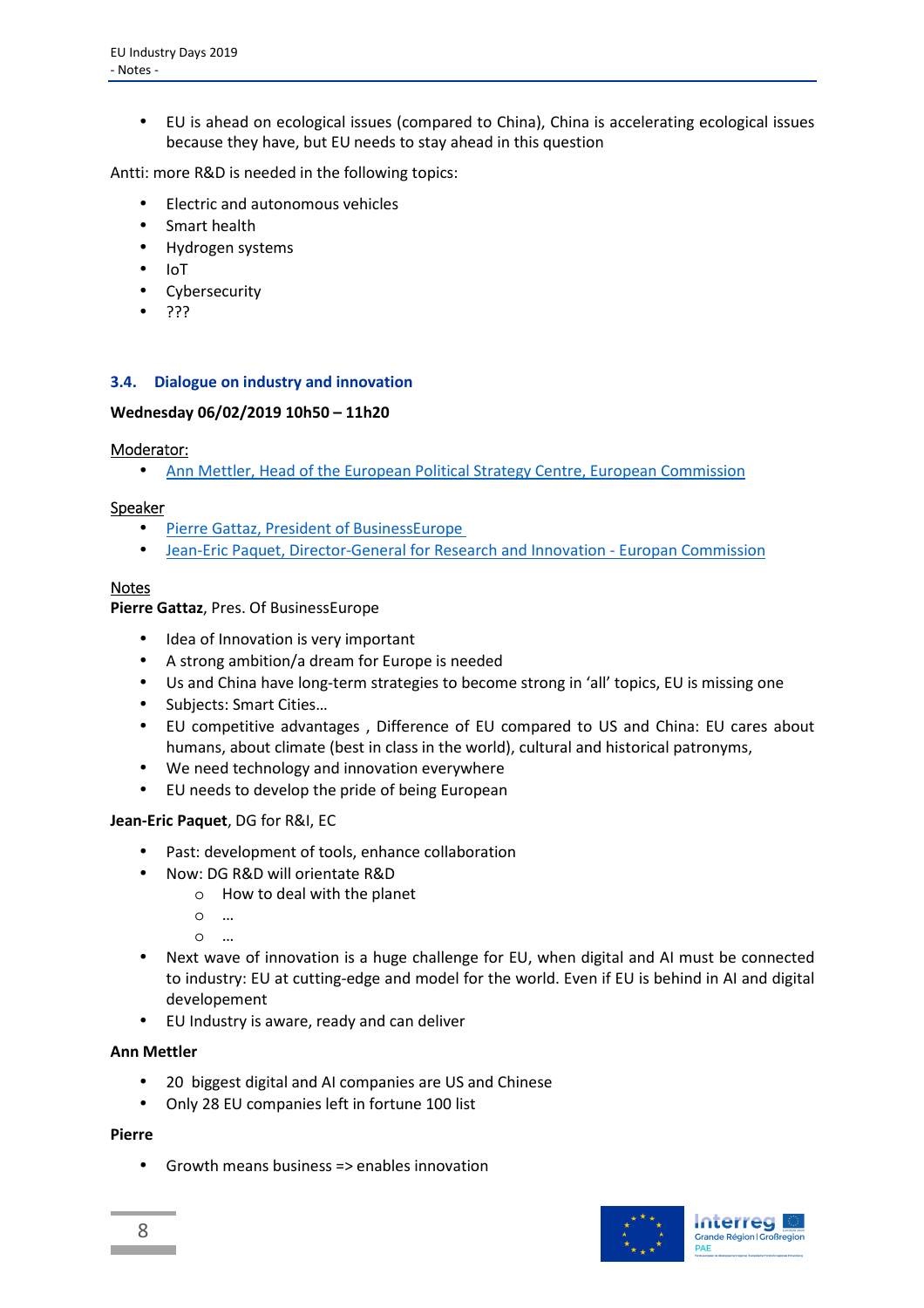- EU is ahead on ecological issues (compared to China), China is accelerating ecological issues because they have, but EU needs to stay ahead in this question

Antti: more R&D is needed in the following topics:

- Electric and autonomous vehicles
- Smart health
- Hydrogen systems
- IoT
- Cybersecurity
- ???

### 3.4. Dialogue on industry and innovation

**Wednesday 06/02/2019 10h50 – 11h20**

Moderator:

- Ann Mettler, Head of the European Political Strategy Centre, European Commission

Speaker

- Pierre Gattaz, President of BusinessEurope
- Jean-Eric Paquet, Director-General for Research and Innovation - Europan Commission

Notes

**Pierre Gattaz**, Pres. Of BusinessEurope

- Idea of Innovation is very important
- A strong ambition/a dream for Europe is needed
- Us and China have long-term strategies to become strong in 'all' topics, EU is missing one
- Subjects: Smart Cities…
- EU competitive advantages , Difference of EU compared to US and China: EU cares about humans, about climate (best in class in the world), cultural and historical patronyms,
- We need technology and innovation everywhere
- EU needs to develop the pride of being European

**Jean-Eric Paquet**, DG for R&I, EC

- Past: development of tools, enhance collaboration
- Now: DG R&D will orientate R&D
  - How to deal with the planet
  - …
  - …
- Next wave of innovation is a huge challenge for EU, when digital and AI must be connected to industry: EU at cutting-edge and model for the world. Even if EU is behind in AI and digital developement
- EU Industry is aware, ready and can deliver

**Ann Mettler**

- 20 biggest digital and AI companies are US and Chinese
- Only 28 EU companies left in fortune 100 list

**Pierre**

- Growth means business => enables innovation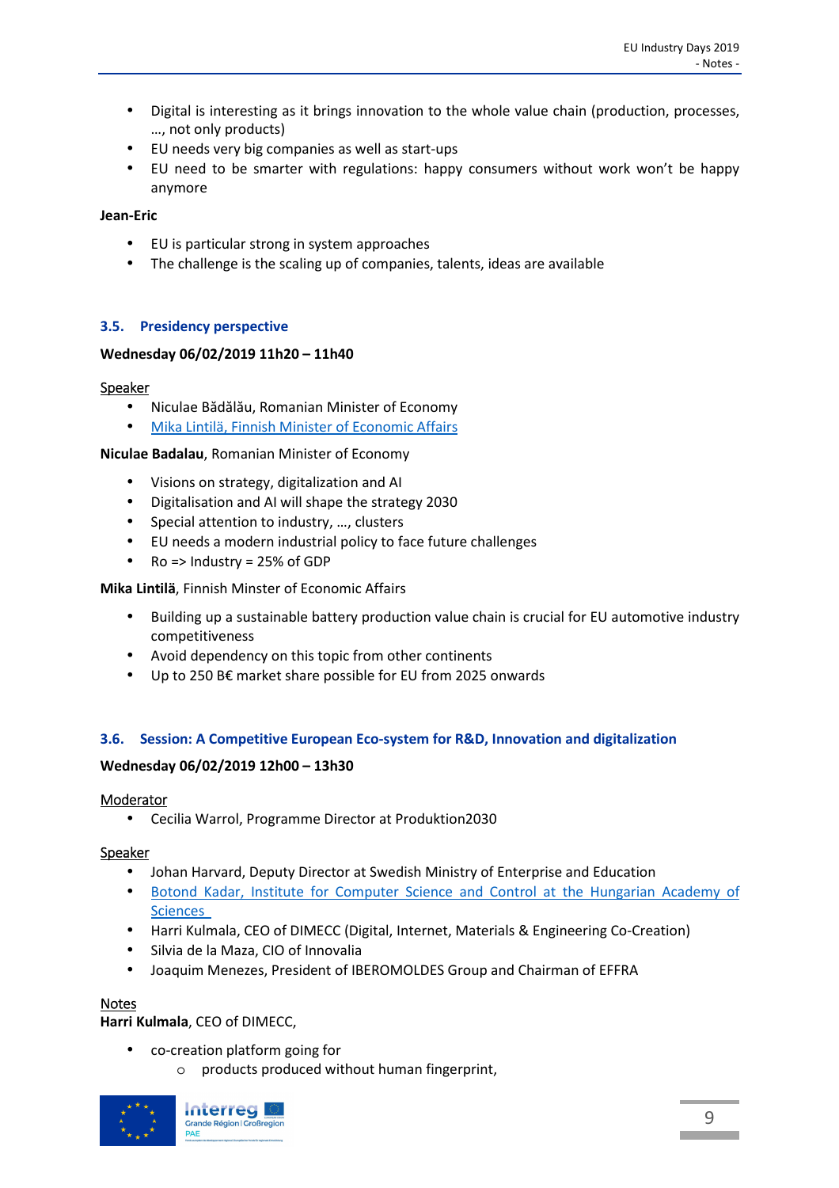- Digital is interesting as it brings innovation to the whole value chain (production, processes, …, not only products)
- EU needs very big companies as well as start-ups
- EU need to be smarter with regulations: happy consumers without work won't be happy anymore

**Jean-Eric**

- EU is particular strong in system approaches
- The challenge is the scaling up of companies, talents, ideas are available

### 3.5. Presidency perspective

**Wednesday 06/02/2019 11h20 – 11h40**

Speaker

- Niculae Bădălău, Romanian Minister of Economy
- Mika Lintilä, Finnish Minister of Economic Affairs

**Niculae Badalau**, Romanian Minister of Economy

- Visions on strategy, digitalization and AI
- Digitalisation and AI will shape the strategy 2030
- Special attention to industry, …, clusters
- EU needs a modern industrial policy to face future challenges
- Ro => Industry = 25% of GDP

**Mika Lintilä**, Finnish Minster of Economic Affairs

- Building up a sustainable battery production value chain is crucial for EU automotive industry competitiveness
- Avoid dependency on this topic from other continents
- Up to 250 B€ market share possible for EU from 2025 onwards

### 3.6. Session: A Competitive European Eco-system for R&D, Innovation and digitalization

**Wednesday 06/02/2019 12h00 – 13h30**

Moderator

- Cecilia Warrol, Programme Director at Produktion2030

Speaker

- Johan Harvard, Deputy Director at Swedish Ministry of Enterprise and Education
- Botond Kadar, Institute for Computer Science and Control at the Hungarian Academy of Sciences
- Harri Kulmala, CEO of DIMECC (Digital, Internet, Materials & Engineering Co-Creation)
- Silvia de la Maza, CIO of Innovalia
- Joaquim Menezes, President of IBEROMOLDES Group and Chairman of EFFRA

Notes

**Harri Kulmala**, CEO of DIMECC,

- co-creation platform going for
  - products produced without human fingerprint,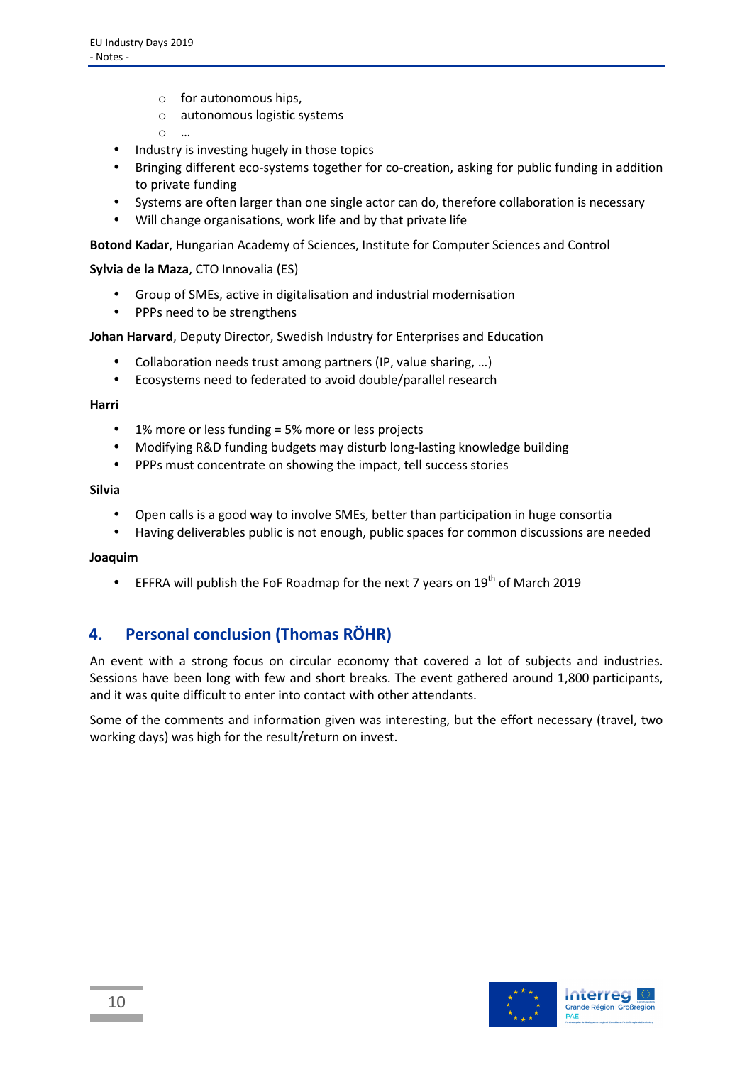- for autonomous hips,
   - autonomous logistic systems
   - …
- Industry is investing hugely in those topics
- Bringing different eco-systems together for co-creation, asking for public funding in addition to private funding
- Systems are often larger than one single actor can do, therefore collaboration is necessary
- Will change organisations, work life and by that private life

**Botond Kadar**, Hungarian Academy of Sciences, Institute for Computer Sciences and Control

**Sylvia de la Maza**, CTO Innovalia (ES)

- Group of SMEs, active in digitalisation and industrial modernisation
- PPPs need to be strengthens

**Johan Harvard**, Deputy Director, Swedish Industry for Enterprises and Education

- Collaboration needs trust among partners (IP, value sharing, …)
- Ecosystems need to federated to avoid double/parallel research

**Harri**

- 1% more or less funding = 5% more or less projects
- Modifying R&D funding budgets may disturb long-lasting knowledge building
- PPPs must concentrate on showing the impact, tell success stories

**Silvia**

- Open calls is a good way to involve SMEs, better than participation in huge consortia
- Having deliverables public is not enough, public spaces for common discussions are needed

**Joaquim**

- EFFRA will publish the FoF Roadmap for the next 7 years on 19th of March 2019

## 4. Personal conclusion (Thomas RÖHR)

An event with a strong focus on circular economy that covered a lot of subjects and industries. Sessions have been long with few and short breaks. The event gathered around 1,800 participants, and it was quite difficult to enter into contact with other attendants.

Some of the comments and information given was interesting, but the effort necessary (travel, two working days) was high for the result/return on invest.